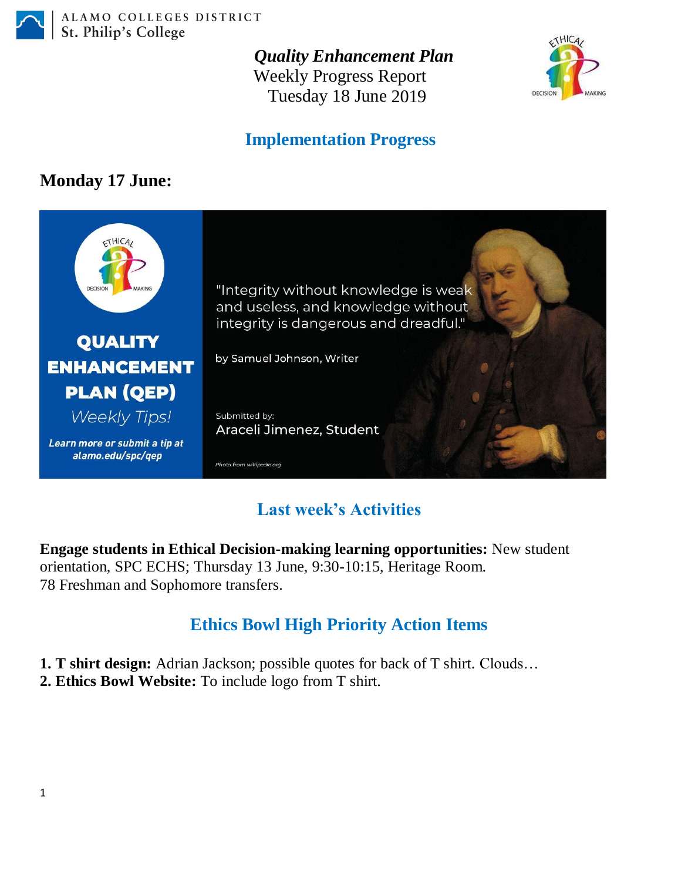ALAMO COLLEGES DISTRICT
St. Philip's College

***Quality Enhancement Plan***
Weekly Progress Report
Tuesday 18 June 2019

## Implementation Progress

### Monday 17 June:

QUALITY ENHANCEMENT PLAN (QEP) *Weekly Tips!*

*Learn more or submit a tip at alamo.edu/spc/qep*

"Integrity without knowledge is weak and useless, and knowledge without integrity is dangerous and dreadful."

by Samuel Johnson, Writer

Submitted by:
Araceli Jimenez, Student

*Photo from wikipedia.org*

## Last week's Activities

**Engage students in Ethical Decision-making learning opportunities:** New student orientation, SPC ECHS; Thursday 13 June, 9:30-10:15, Heritage Room.
78 Freshman and Sophomore transfers.

## Ethics Bowl High Priority Action Items

**1. T shirt design:** Adrian Jackson; possible quotes for back of T shirt. Clouds…
**2. Ethics Bowl Website:** To include logo from T shirt.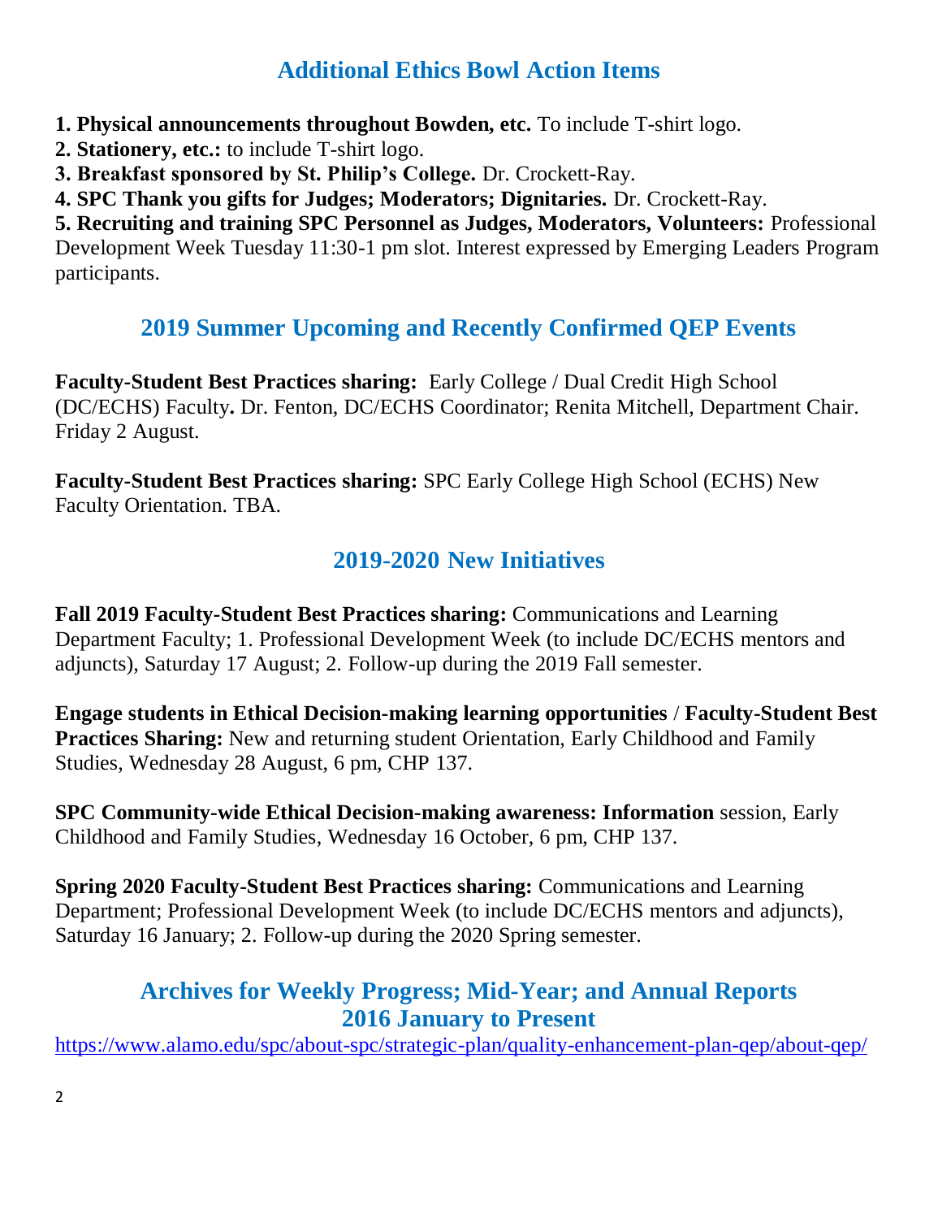## Additional Ethics Bowl Action Items

**1. Physical announcements throughout Bowden, etc.** To include T-shirt logo.
**2. Stationery, etc.:** to include T-shirt logo.
**3. Breakfast sponsored by St. Philip's College.** Dr. Crockett-Ray.
**4. SPC Thank you gifts for Judges; Moderators; Dignitaries.** Dr. Crockett-Ray.
**5. Recruiting and training SPC Personnel as Judges, Moderators, Volunteers:** Professional Development Week Tuesday 11:30-1 pm slot. Interest expressed by Emerging Leaders Program participants.

## 2019 Summer Upcoming and Recently Confirmed QEP Events

**Faculty-Student Best Practices sharing:** Early College / Dual Credit High School (DC/ECHS) Faculty**.** Dr. Fenton, DC/ECHS Coordinator; Renita Mitchell, Department Chair. Friday 2 August.

**Faculty-Student Best Practices sharing:** SPC Early College High School (ECHS) New Faculty Orientation. TBA.

## 2019-2020 New Initiatives

**Fall 2019 Faculty-Student Best Practices sharing:** Communications and Learning Department Faculty; 1. Professional Development Week (to include DC/ECHS mentors and adjuncts), Saturday 17 August; 2. Follow-up during the 2019 Fall semester.

**Engage students in Ethical Decision-making learning opportunities / Faculty-Student Best Practices Sharing:** New and returning student Orientation, Early Childhood and Family Studies, Wednesday 28 August, 6 pm, CHP 137.

**SPC Community-wide Ethical Decision-making awareness: Information** session, Early Childhood and Family Studies, Wednesday 16 October, 6 pm, CHP 137.

**Spring 2020 Faculty-Student Best Practices sharing:** Communications and Learning Department; Professional Development Week (to include DC/ECHS mentors and adjuncts), Saturday 16 January; 2. Follow-up during the 2020 Spring semester.

## Archives for Weekly Progress; Mid-Year; and Annual Reports 2016 January to Present

https://www.alamo.edu/spc/about-spc/strategic-plan/quality-enhancement-plan-qep/about-qep/